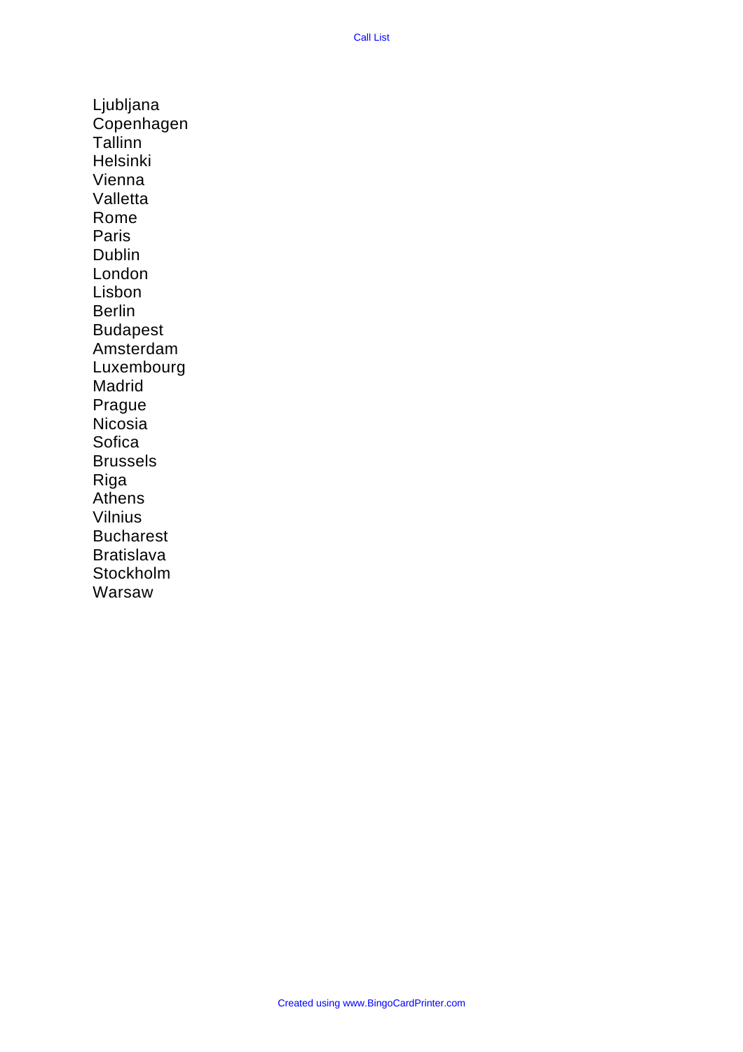# Call List

Ljubljana
Copenhagen
Tallinn
Helsinki
Vienna
Valletta
Rome
Paris
Dublin
London
Lisbon
Berlin
Budapest
Amsterdam
Luxembourg
Madrid
Prague
Nicosia
Sofica
Brussels
Riga
Athens
Vilnius
Bucharest
Bratislava
Stockholm
Warsaw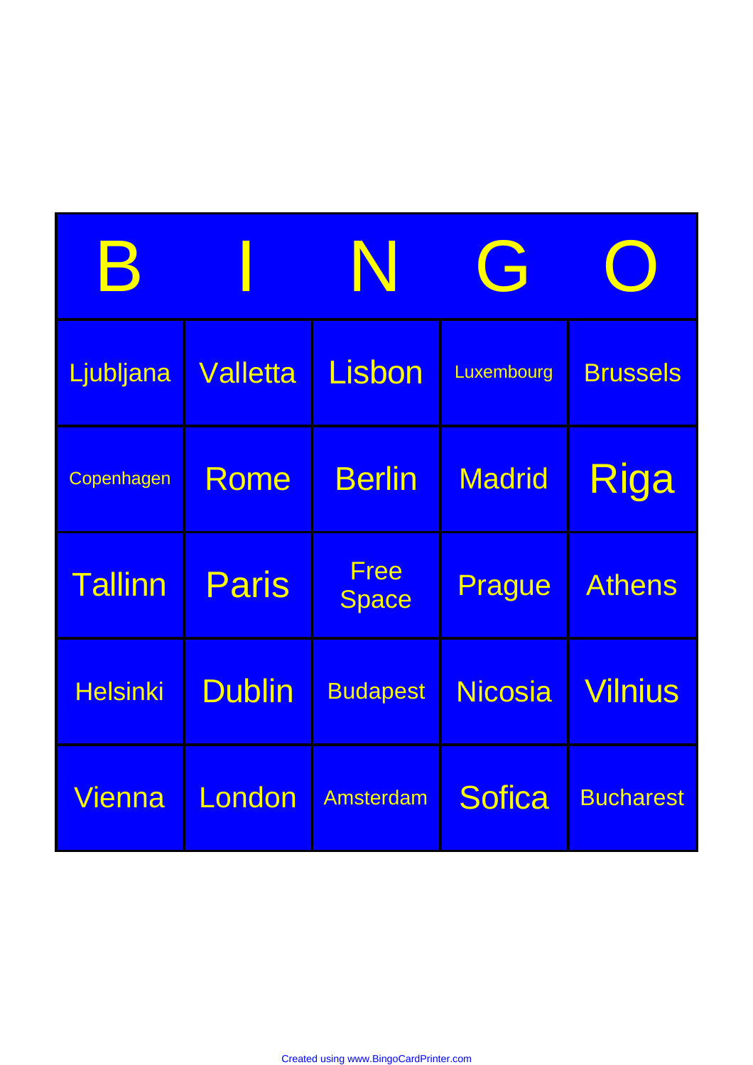| B | I | N | G | O |
| --- | --- | --- | --- | --- |
| Ljubljana | Valletta | Lisbon | Luxembourg | Brussels |
| Copenhagen | Rome | Berlin | Madrid | Riga |
| Tallinn | Paris | Free Space | Prague | Athens |
| Helsinki | Dublin | Budapest | Nicosia | Vilnius |
| Vienna | London | Amsterdam | Sofica | Bucharest |

Created using www.BingoCardPrinter.com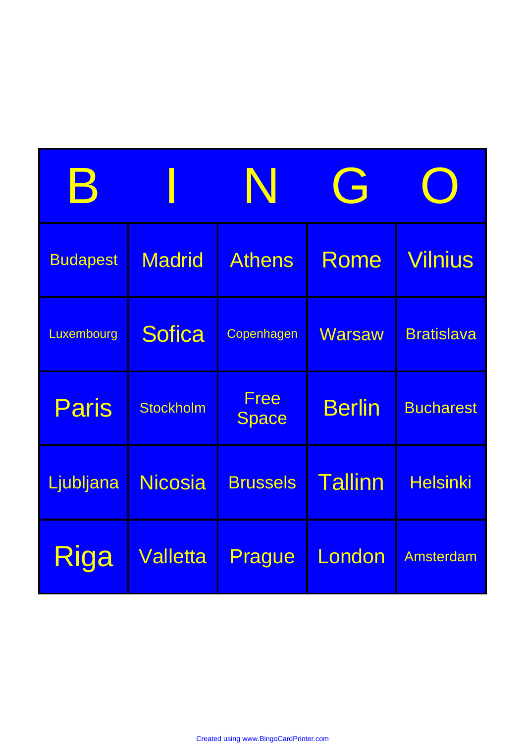| B | I | N | G | O |
|---|---|---|---|---|
| Budapest | Madrid | Athens | Rome | Vilnius |
| Luxembourg | Sofica | Copenhagen | Warsaw | Bratislava |
| Paris | Stockholm | Free Space | Berlin | Bucharest |
| Ljubljana | Nicosia | Brussels | Tallinn | Helsinki |
| Riga | Valletta | Prague | London | Amsterdam |

Created using www.BingoCardPrinter.com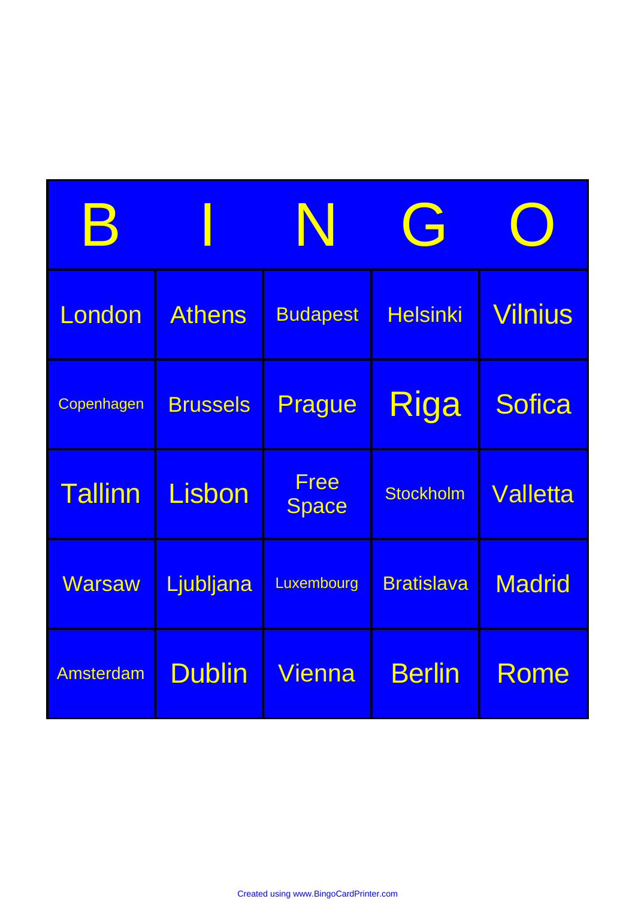| B | I | N | G | O |
|---|---|---|---|---|
| London | Athens | Budapest | Helsinki | Vilnius |
| Copenhagen | Brussels | Prague | Riga | Sofica |
| Tallinn | Lisbon | Free Space | Stockholm | Valletta |
| Warsaw | Ljubljana | Luxembourg | Bratislava | Madrid |
| Amsterdam | Dublin | Vienna | Berlin | Rome |

Created using www.BingoCardPrinter.com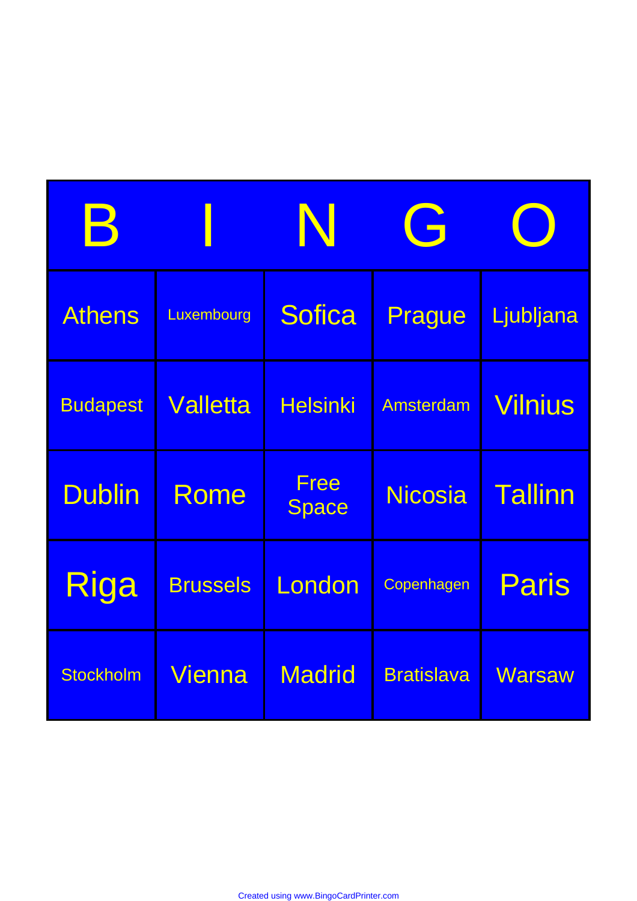| B | I | N | G | O |
|---|---|---|---|---|
| Athens | Luxembourg | Sofica | Prague | Ljubljana |
| Budapest | Valletta | Helsinki | Amsterdam | Vilnius |
| Dublin | Rome | Free Space | Nicosia | Tallinn |
| Riga | Brussels | London | Copenhagen | Paris |
| Stockholm | Vienna | Madrid | Bratislava | Warsaw |

Created using www.BingoCardPrinter.com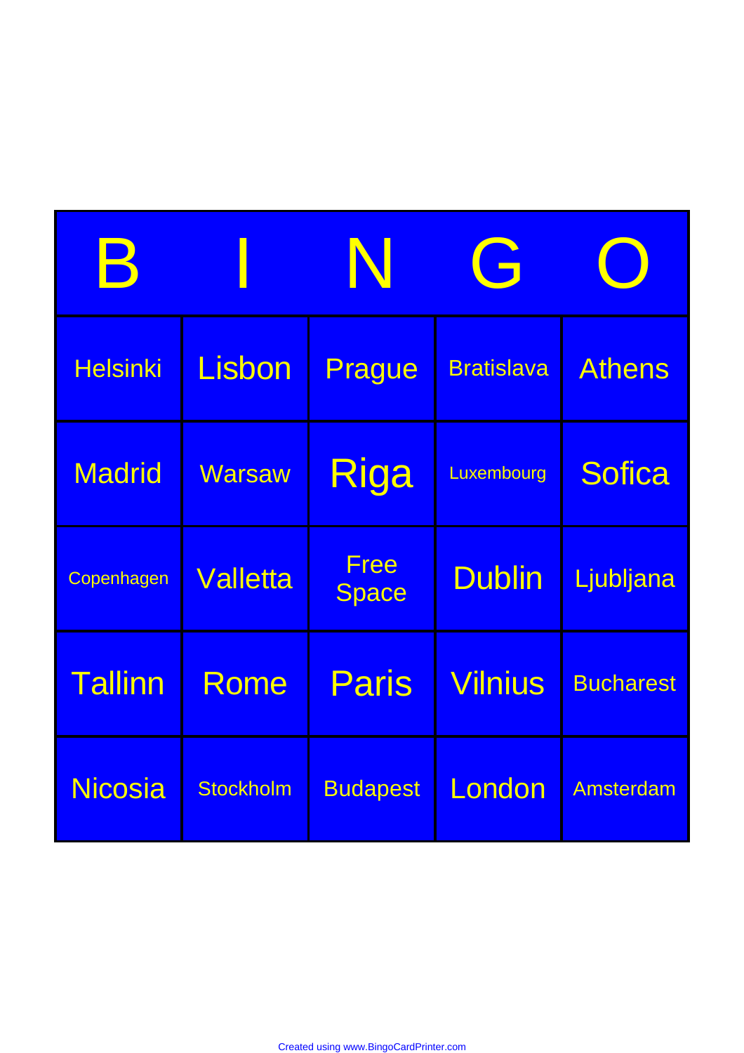| B | I | N | G | O |
| --- | --- | --- | --- | --- |
| Helsinki | Lisbon | Prague | Bratislava | Athens |
| Madrid | Warsaw | Riga | Luxembourg | Sofica |
| Copenhagen | Valletta | Free Space | Dublin | Ljubljana |
| Tallinn | Rome | Paris | Vilnius | Bucharest |
| Nicosia | Stockholm | Budapest | London | Amsterdam |

Created using www.BingoCardPrinter.com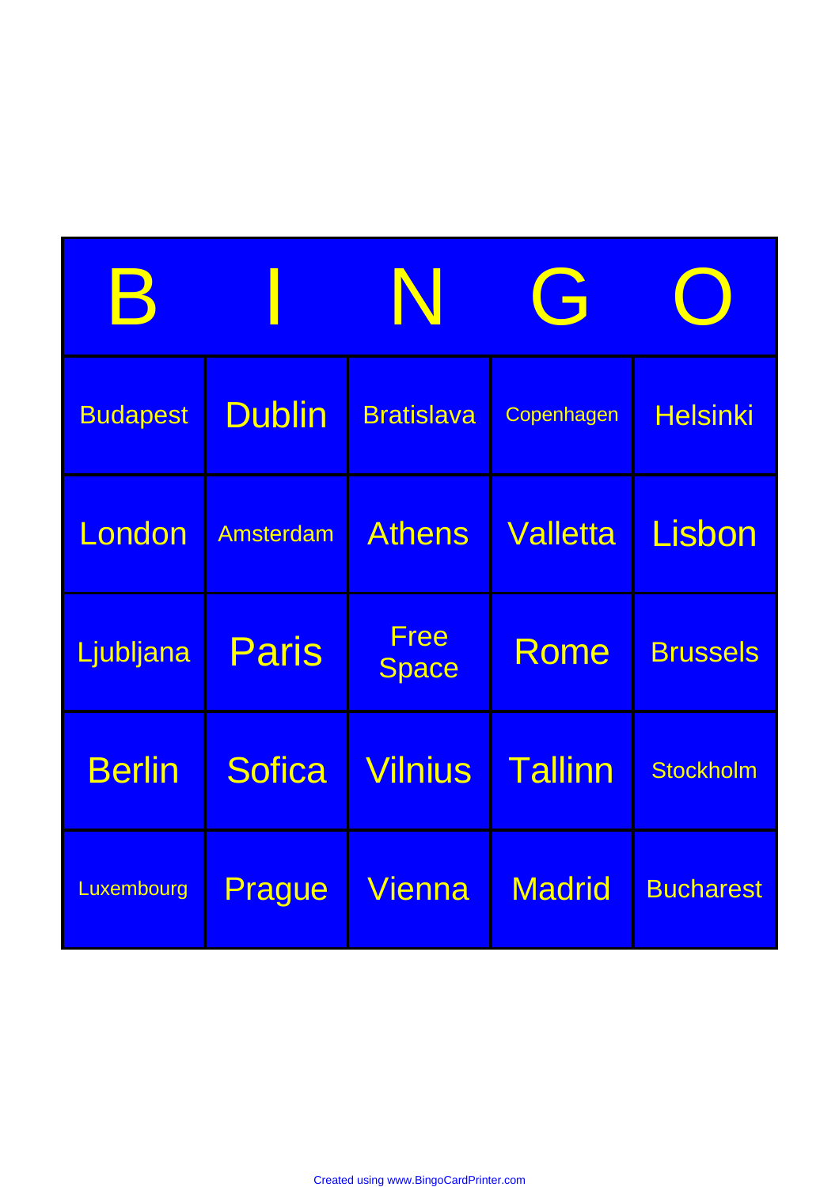| B | I | N | G | O |
| --- | --- | --- | --- | --- |
| Budapest | Dublin | Bratislava | Copenhagen | Helsinki |
| London | Amsterdam | Athens | Valletta | Lisbon |
| Ljubljana | Paris | Free Space | Rome | Brussels |
| Berlin | Sofica | Vilnius | Tallinn | Stockholm |
| Luxembourg | Prague | Vienna | Madrid | Bucharest |

Created using www.BingoCardPrinter.com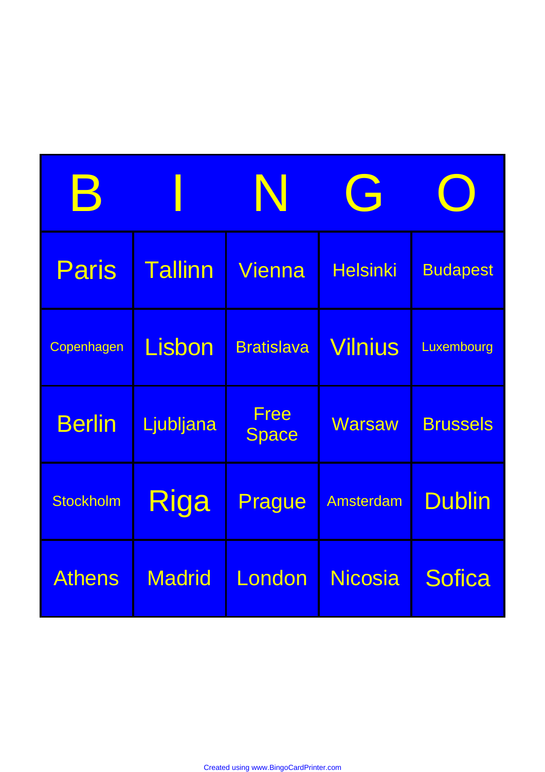| B | I | N | G | O |
| --- | --- | --- | --- | --- |
| Paris | Tallinn | Vienna | Helsinki | Budapest |
| Copenhagen | Lisbon | Bratislava | Vilnius | Luxembourg |
| Berlin | Ljubljana | Free Space | Warsaw | Brussels |
| Stockholm | Riga | Prague | Amsterdam | Dublin |
| Athens | Madrid | London | Nicosia | Sofica |

Created using www.BingoCardPrinter.com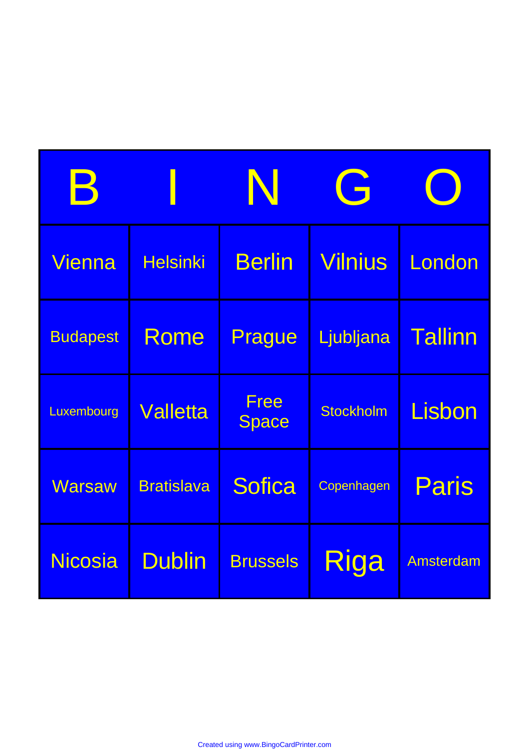| B | I | N | G | O |
| --- | --- | --- | --- | --- |
| Vienna | Helsinki | Berlin | Vilnius | London |
| Budapest | Rome | Prague | Ljubljana | Tallinn |
| Luxembourg | Valletta | Free Space | Stockholm | Lisbon |
| Warsaw | Bratislava | Sofica | Copenhagen | Paris |
| Nicosia | Dublin | Brussels | Riga | Amsterdam |

Created using www.BingoCardPrinter.com